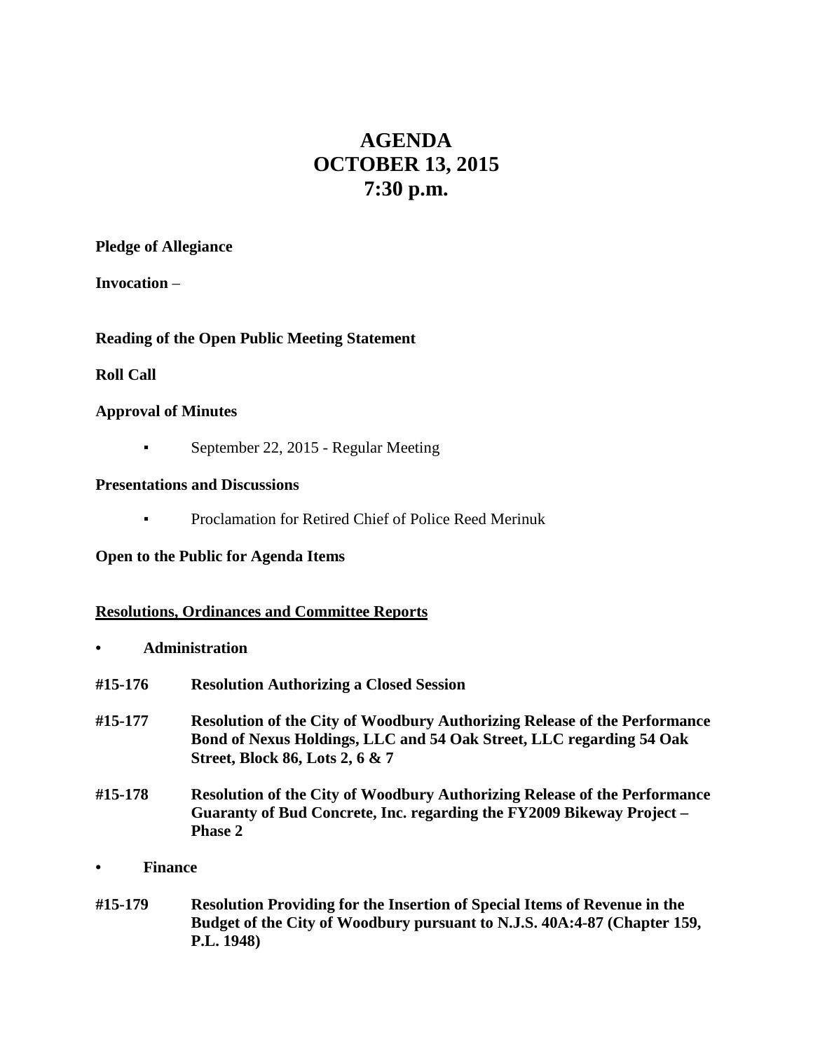# AGENDA
# OCTOBER 13, 2015
# 7:30 p.m.

**Pledge of Allegiance**

**Invocation** –

**Reading of the Open Public Meeting Statement**

**Roll Call**

**Approval of Minutes**

- September 22, 2015 - Regular Meeting

**Presentations and Discussions**

- Proclamation for Retired Chief of Police Reed Merinuk

**Open to the Public for Agenda Items**

**Resolutions, Ordinances and Committee Reports**

- **Administration**

**#15-176 Resolution Authorizing a Closed Session**

**#15-177 Resolution of the City of Woodbury Authorizing Release of the Performance Bond of Nexus Holdings, LLC and 54 Oak Street, LLC regarding 54 Oak Street, Block 86, Lots 2, 6 & 7**

**#15-178 Resolution of the City of Woodbury Authorizing Release of the Performance Guaranty of Bud Concrete, Inc. regarding the FY2009 Bikeway Project – Phase 2**

- **Finance**

**#15-179 Resolution Providing for the Insertion of Special Items of Revenue in the Budget of the City of Woodbury pursuant to N.J.S. 40A:4-87 (Chapter 159, P.L. 1948)**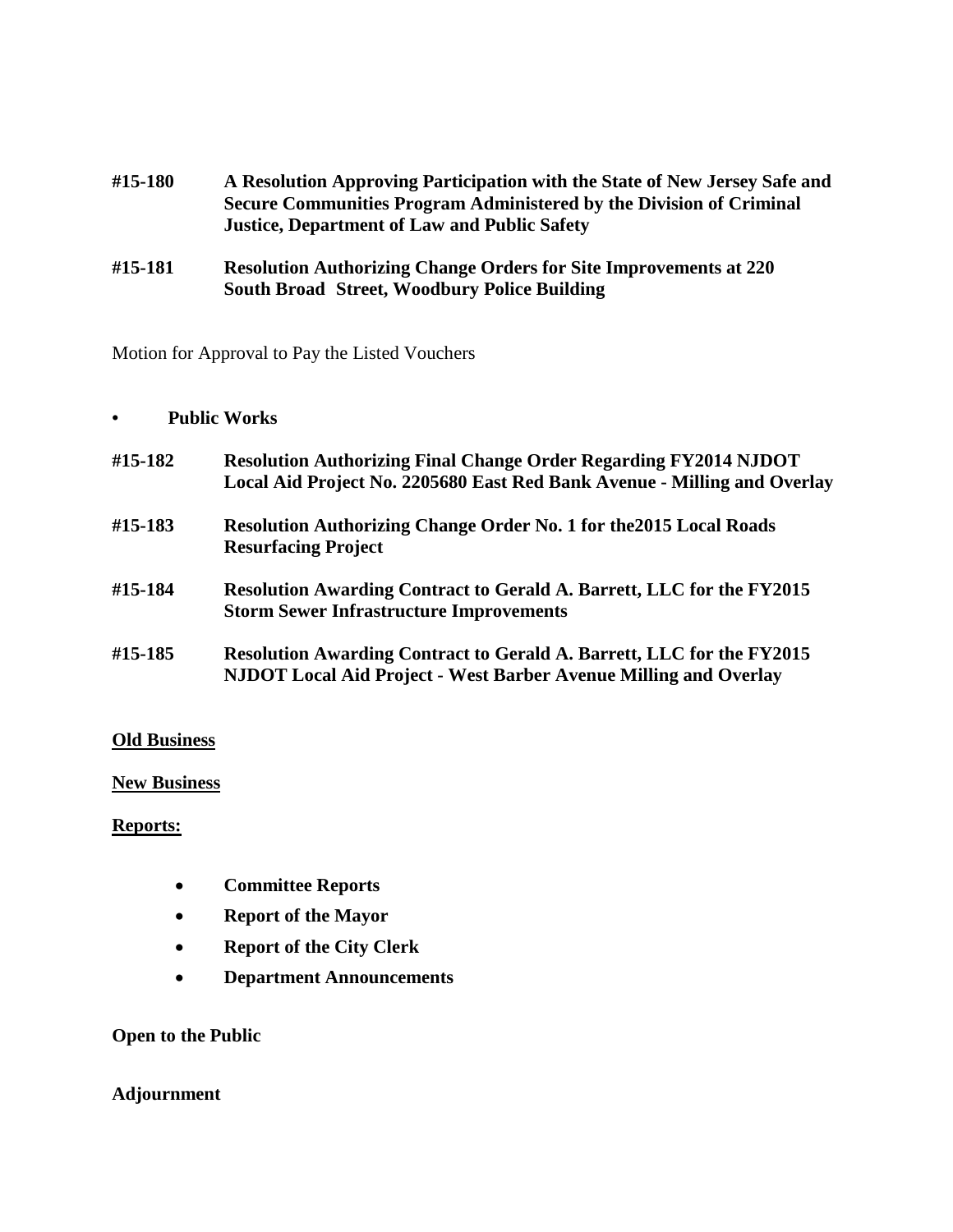**#15-180** **A Resolution Approving Participation with the State of New Jersey Safe and Secure Communities Program Administered by the Division of Criminal Justice, Department of Law and Public Safety**

**#15-181** **Resolution Authorizing Change Orders for Site Improvements at 220 South Broad Street, Woodbury Police Building**

Motion for Approval to Pay the Listed Vouchers

- **Public Works**

**#15-182** **Resolution Authorizing Final Change Order Regarding FY2014 NJDOT Local Aid Project No. 2205680 East Red Bank Avenue - Milling and Overlay**

**#15-183** **Resolution Authorizing Change Order No. 1 for the2015 Local Roads Resurfacing Project**

**#15-184** **Resolution Awarding Contract to Gerald A. Barrett, LLC for the FY2015 Storm Sewer Infrastructure Improvements**

**#15-185** **Resolution Awarding Contract to Gerald A. Barrett, LLC for the FY2015 NJDOT Local Aid Project - West Barber Avenue Milling and Overlay**

**<u>Old Business</u>**

**<u>New Business</u>**

**<u>Reports:</u>**

- **Committee Reports**
- **Report of the Mayor**
- **Report of the City Clerk**
- **Department Announcements**

**Open to the Public**

**Adjournment**